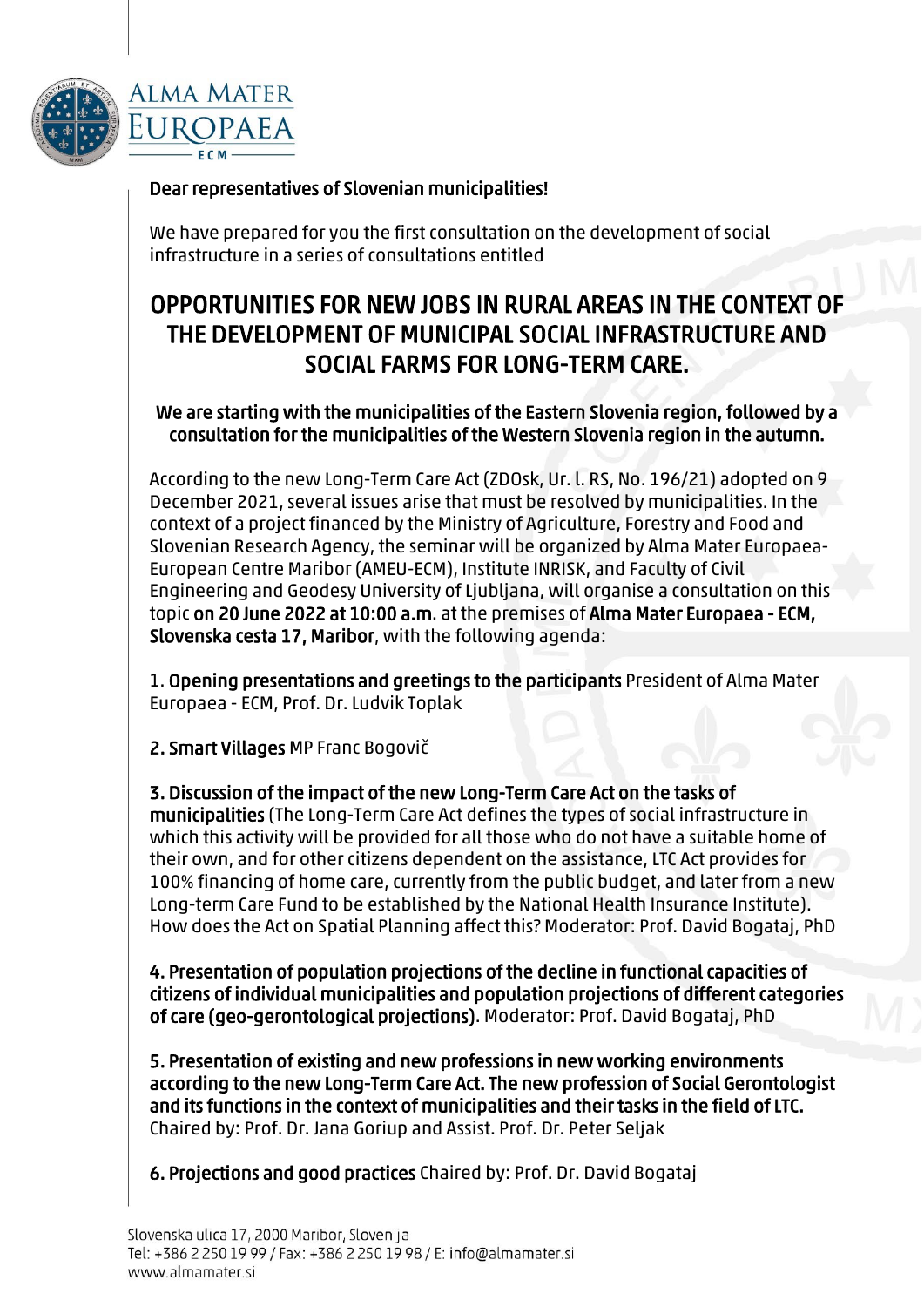Dear representatives of Slovenian municipalities!

We have prepared for you the first consultation on the development of social infrastructure in a series of consultations entitled

# OPPORTUNITIES FOR NEW JOBS IN RURAL AREAS IN THE CONTEXT OF THE DEVELOPMENT OF MUNICIPAL SOCIAL INFRASTRUCTURE AND SOCIAL FARMS FOR LONG-TERM CARE.

**We are starting with the municipalities of the Eastern Slovenia region, followed by a consultation for the municipalities of the Western Slovenia region in the autumn.**

According to the new Long-Term Care Act (ZDOsk, Ur. l. RS, No. 196/21) adopted on 9 December 2021, several issues arise that must be resolved by municipalities. In the context of a project financed by the Ministry of Agriculture, Forestry and Food and Slovenian Research Agency, the seminar will be organized by Alma Mater Europaea-European Centre Maribor (AMEU-ECM), Institute INRISK, and Faculty of Civil Engineering and Geodesy University of Ljubljana, will organise a consultation on this topic **on 20 June 2022 at 10:00 a.m**. at the premises of **Alma Mater Europaea - ECM, Slovenska cesta 17, Maribor**, with the following agenda:

1. **Opening presentations and greetings to the participants** President of Alma Mater Europaea - ECM, Prof. Dr. Ludvik Toplak

2. **Smart Villages** MP Franc Bogovič

3. **Discussion of the impact of the new Long-Term Care Act on the tasks of municipalities** (The Long-Term Care Act defines the types of social infrastructure in which this activity will be provided for all those who do not have a suitable home of their own, and for other citizens dependent on the assistance, LTC Act provides for 100% financing of home care, currently from the public budget, and later from a new Long-term Care Fund to be established by the National Health Insurance Institute). How does the Act on Spatial Planning affect this? Moderator: Prof. David Bogataj, PhD

4. **Presentation of population projections of the decline in functional capacities of citizens of individual municipalities and population projections of different categories of care (geo-gerontological projections)**. Moderator: Prof. David Bogataj, PhD

5. **Presentation of existing and new professions in new working environments according to the new Long-Term Care Act. The new profession of Social Gerontologist and its functions in the context of municipalities and their tasks in the field of LTC.** Chaired by: Prof. Dr. Jana Goriup and Assist. Prof. Dr. Peter Seljak

6. **Projections and good practices** Chaired by: Prof. Dr. David Bogataj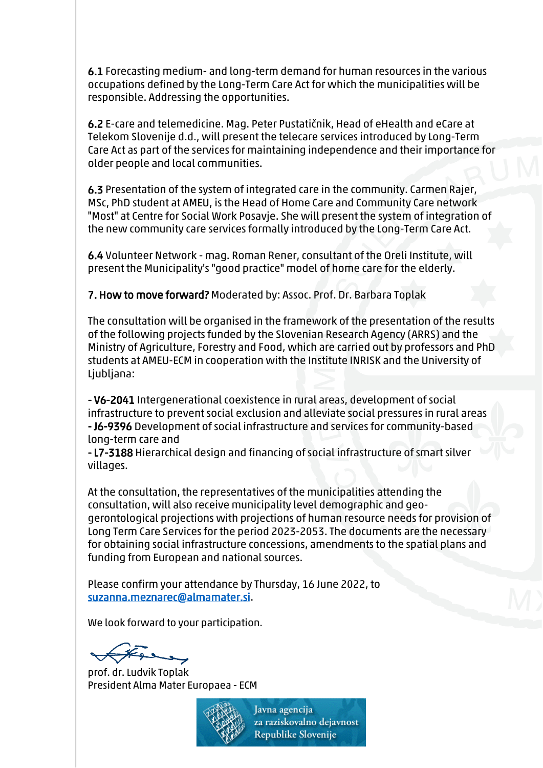**6.1** Forecasting medium- and long-term demand for human resources in the various occupations defined by the Long-Term Care Act for which the municipalities will be responsible. Addressing the opportunities.

**6.2** E-care and telemedicine. Mag. Peter Pustatičnik, Head of eHealth and eCare at Telekom Slovenije d.d., will present the telecare services introduced by Long-Term Care Act as part of the services for maintaining independence and their importance for older people and local communities.

**6.3** Presentation of the system of integrated care in the community. Carmen Rajer, MSc, PhD student at AMEU, is the Head of Home Care and Community Care network "Most" at Centre for Social Work Posavje. She will present the system of integration of the new community care services formally introduced by the Long-Term Care Act.

**6.4** Volunteer Network - mag. Roman Rener, consultant of the Oreli Institute, will present the Municipality's "good practice" model of home care for the elderly.

**7. How to move forward?** Moderated by: Assoc. Prof. Dr. Barbara Toplak

The consultation will be organised in the framework of the presentation of the results of the following projects funded by the Slovenian Research Agency (ARRS) and the Ministry of Agriculture, Forestry and Food, which are carried out by professors and PhD students at AMEU-ECM in cooperation with the Institute INRISK and the University of Ljubljana:

**- V6-2041** Intergenerational coexistence in rural areas, development of social infrastructure to prevent social exclusion and alleviate social pressures in rural areas
**- J6-9396** Development of social infrastructure and services for community-based long-term care and
**- L7-3188** Hierarchical design and financing of social infrastructure of smart silver villages.

At the consultation, the representatives of the municipalities attending the consultation, will also receive municipality level demographic and geo-gerontological projections with projections of human resource needs for provision of Long Term Care Services for the period 2023-2053. The documents are the necessary for obtaining social infrastructure concessions, amendments to the spatial plans and funding from European and national sources.

Please confirm your attendance by Thursday, 16 June 2022, to suzanna.meznarec@almamater.si.

We look forward to your participation.

prof. dr. Ludvik Toplak
President Alma Mater Europaea - ECM

Javna agencija
za raziskovalno dejavnost
Republike Slovenije